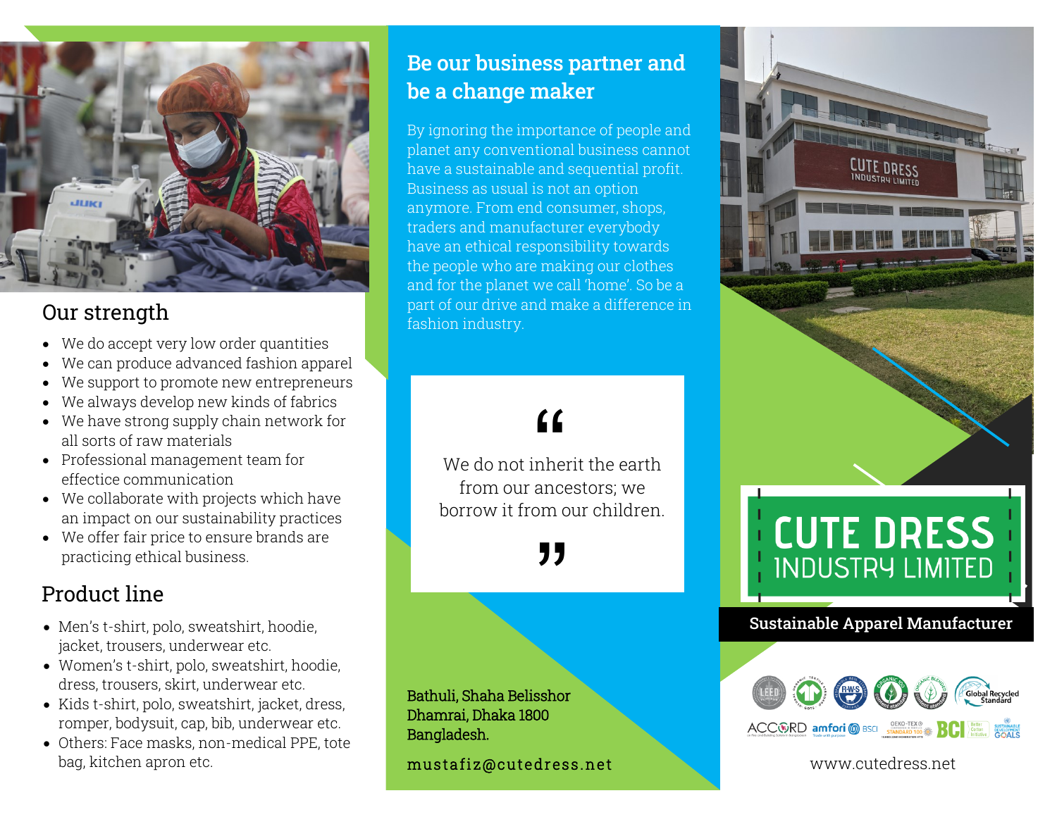## Our strength

- We do accept very low order quantities
- We can produce advanced fashion apparel
- We support to promote new entrepreneurs
- We always develop new kinds of fabrics
- We have strong supply chain network for all sorts of raw materials
- Professional management team for effectice communication
- We collaborate with projects which have an impact on our sustainability practices
- We offer fair price to ensure brands are practicing ethical business.

## Product line

- Men's t-shirt, polo, sweatshirt, hoodie, jacket, trousers, underwear etc.
- Women's t-shirt, polo, sweatshirt, hoodie, dress, trousers, skirt, underwear etc.
- Kids t-shirt, polo, sweatshirt, jacket, dress, romper, bodysuit, cap, bib, underwear etc.
- Others: Face masks, non-medical PPE, tote bag, kitchen apron etc.

## Be our business partner and be a change maker

By ignoring the importance of people and planet any conventional business cannot have a sustainable and sequential profit. Business as usual is not an option anymore. From end consumer, shops, traders and manufacturer everybody have an ethical responsibility towards the people who are making our clothes and for the planet we call 'home'. So be a part of our drive and make a difference in fashion industry.

> "We do not inherit the earth from our ancestors; we borrow it from our children."

Bathuli, Shaha Belisshor
Dhamrai, Dhaka 1800
Bangladesh.

mustafiz@cutedress.net

# CUTE DRESS INDUSTRY LIMITED

**Sustainable Apparel Manufacturer**

LEED · GOTS · RWS · Organic 100 Content Standard · Organic Blended Content Standard · Global Recycled Standard · ACCORD · amfori BSCI · OEKO-TEX Standard 100 · BCI · Sustainable Development Goals

www.cutedress.net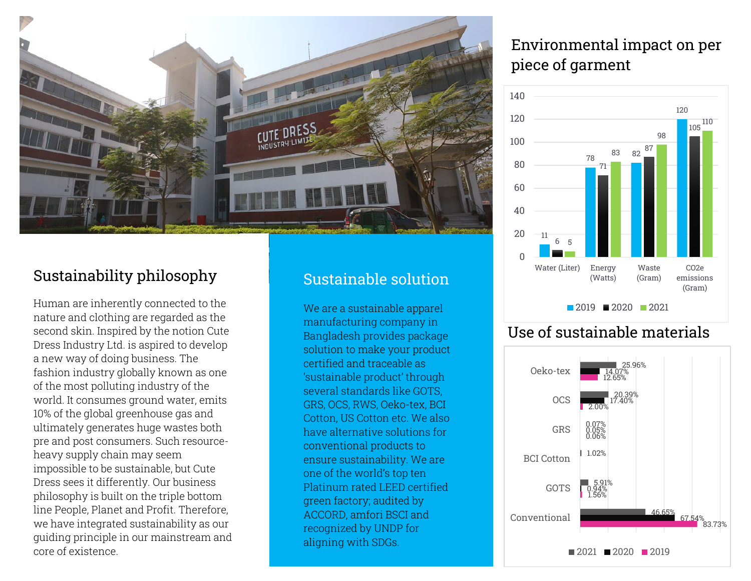## Sustainability philosophy

Human are inherently connected to the nature and clothing are regarded as the second skin. Inspired by the notion Cute Dress Industry Ltd. is aspired to develop a new way of doing business. The fashion industry globally known as one of the most polluting industry of the world. It consumes ground water, emits 10% of the global greenhouse gas and ultimately generates huge wastes both pre and post consumers. Such resource-heavy supply chain may seem impossible to be sustainable, but Cute Dress sees it differently. Our business philosophy is built on the triple bottom line People, Planet and Profit. Therefore, we have integrated sustainability as our guiding principle in our mainstream and core of existence.

## Sustainable solution

We are a sustainable apparel manufacturing company in Bangladesh provides package solution to make your product certified and traceable as 'sustainable product' through several standards like GOTS, GRS, OCS, RWS, Oeko-tex, BCI Cotton, US Cotton etc. We also have alternative solutions for conventional products to ensure sustainability. We are one of the world's top ten Platinum rated LEED certified green factory; audited by ACCORD, amfori BSCI and recognized by UNDP for aligning with SDGs.

## Environmental impact on per piece of garment

140
120
100
80
60
40
20
0

Water (Liter): 11, 6, 5
Energy (Watts): 78, 71, 83
Waste (Gram): 82, 87, 98
CO2e emissions (Gram): 120, 105, 110

2019 2020 2021

## Use of sustainable materials

Oeko-tex: 25.96%, 14.07%, 12.65%
OCS: 20.39%, 17.40%, 2.00%
GRS: 0.07%, 0.05%, 0.06%
BCI Cotton: 1.02%
GOTS: 5.91%, 0.94%, 1.56%
Conventional: 46.65%, 67.54%, 83.73%

2021 2020 2019